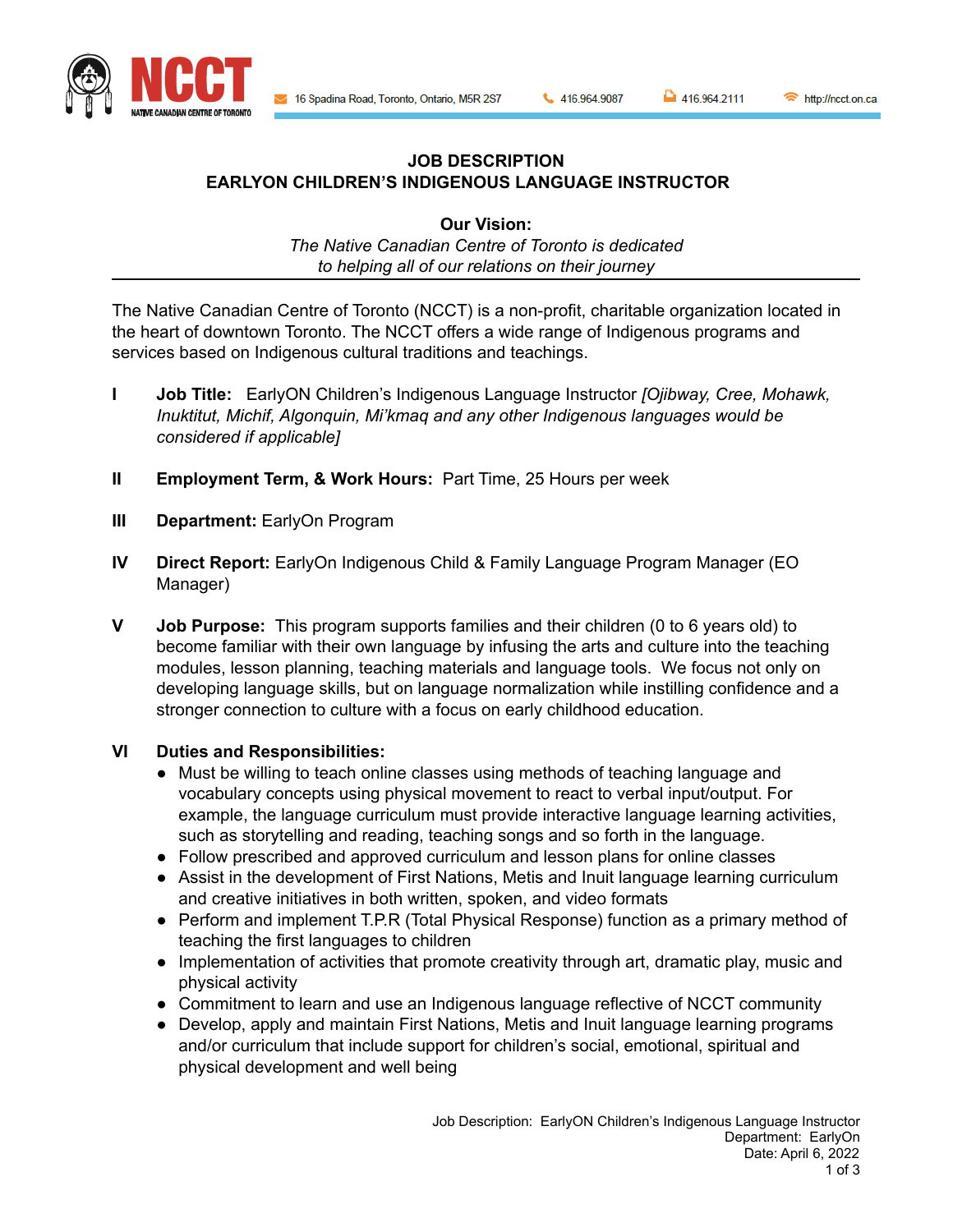NCCT NATIVE CANADIAN CENTRE OF TORONTO

16 Spadina Road, Toronto, Ontario, M5R 2S7 | 416.964.9087 | 416.964.2111 | http://ncct.on.ca

# JOB DESCRIPTION
# EARLYON CHILDREN'S INDIGENOUS LANGUAGE INSTRUCTOR

**Our Vision:**

*The Native Canadian Centre of Toronto is dedicated to helping all of our relations on their journey*

---

The Native Canadian Centre of Toronto (NCCT) is a non-profit, charitable organization located in the heart of downtown Toronto. The NCCT offers a wide range of Indigenous programs and services based on Indigenous cultural traditions and teachings.

**I** **Job Title:** EarlyON Children's Indigenous Language Instructor *[Ojibway, Cree, Mohawk, Inuktitut, Michif, Algonquin, Mi'kmaq and any other Indigenous languages would be considered if applicable]*

**II** **Employment Term, & Work Hours:** Part Time, 25 Hours per week

**III** **Department:** EarlyOn Program

**IV** **Direct Report:** EarlyOn Indigenous Child & Family Language Program Manager (EO Manager)

**V** **Job Purpose:** This program supports families and their children (0 to 6 years old) to become familiar with their own language by infusing the arts and culture into the teaching modules, lesson planning, teaching materials and language tools. We focus not only on developing language skills, but on language normalization while instilling confidence and a stronger connection to culture with a focus on early childhood education.

**VI** **Duties and Responsibilities:**

- Must be willing to teach online classes using methods of teaching language and vocabulary concepts using physical movement to react to verbal input/output. For example, the language curriculum must provide interactive language learning activities, such as storytelling and reading, teaching songs and so forth in the language.
- Follow prescribed and approved curriculum and lesson plans for online classes
- Assist in the development of First Nations, Metis and Inuit language learning curriculum and creative initiatives in both written, spoken, and video formats
- Perform and implement T.P.R (Total Physical Response) function as a primary method of teaching the first languages to children
- Implementation of activities that promote creativity through art, dramatic play, music and physical activity
- Commitment to learn and use an Indigenous language reflective of NCCT community
- Develop, apply and maintain First Nations, Metis and Inuit language learning programs and/or curriculum that include support for children's social, emotional, spiritual and physical development and well being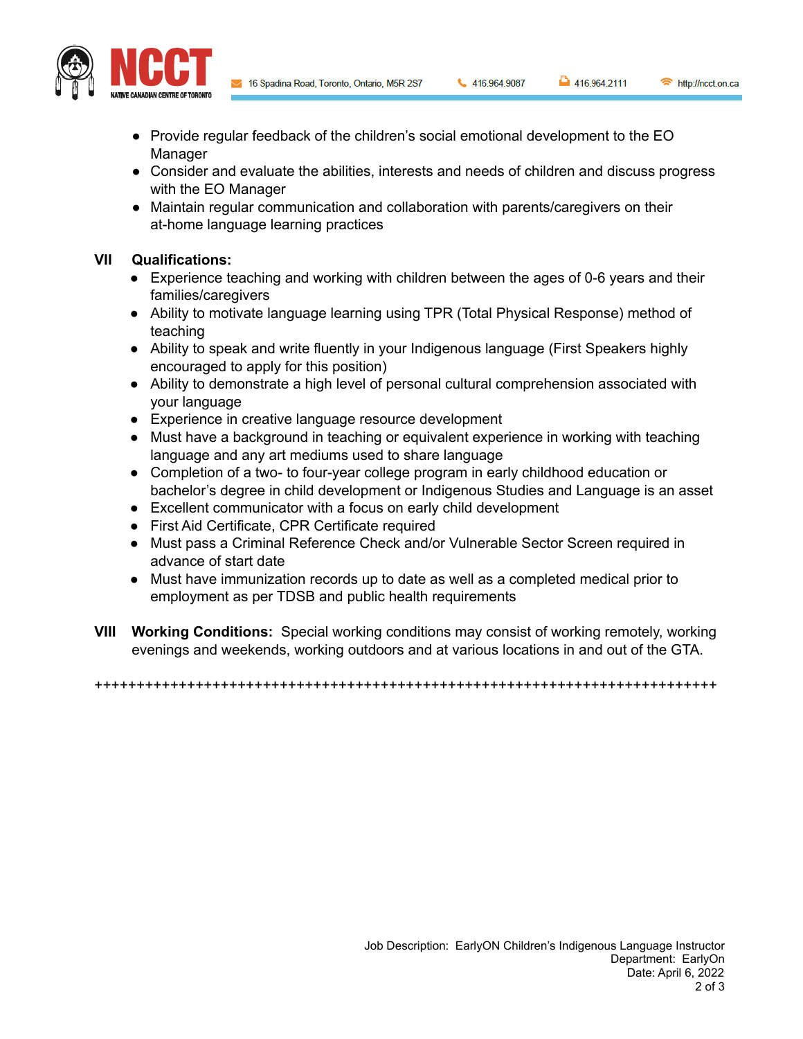- Provide regular feedback of the children's social emotional development to the EO Manager
- Consider and evaluate the abilities, interests and needs of children and discuss progress with the EO Manager
- Maintain regular communication and collaboration with parents/caregivers on their at-home language learning practices

## VII Qualifications:

- Experience teaching and working with children between the ages of 0-6 years and their families/caregivers
- Ability to motivate language learning using TPR (Total Physical Response) method of teaching
- Ability to speak and write fluently in your Indigenous language (First Speakers highly encouraged to apply for this position)
- Ability to demonstrate a high level of personal cultural comprehension associated with your language
- Experience in creative language resource development
- Must have a background in teaching or equivalent experience in working with teaching language and any art mediums used to share language
- Completion of a two- to four-year college program in early childhood education or bachelor's degree in child development or Indigenous Studies and Language is an asset
- Excellent communicator with a focus on early child development
- First Aid Certificate, CPR Certificate required
- Must pass a Criminal Reference Check and/or Vulnerable Sector Screen required in advance of start date
- Must have immunization records up to date as well as a completed medical prior to employment as per TDSB and public health requirements

## VIII Working Conditions:

Special working conditions may consist of working remotely, working evenings and weekends, working outdoors and at various locations in and out of the GTA.

++++++++++++++++++++++++++++++++++++++++++++++++++++++++++++++++++++++++++++++

Job Description: EarlyON Children's Indigenous Language Instructor
Department: EarlyOn
Date: April 6, 2022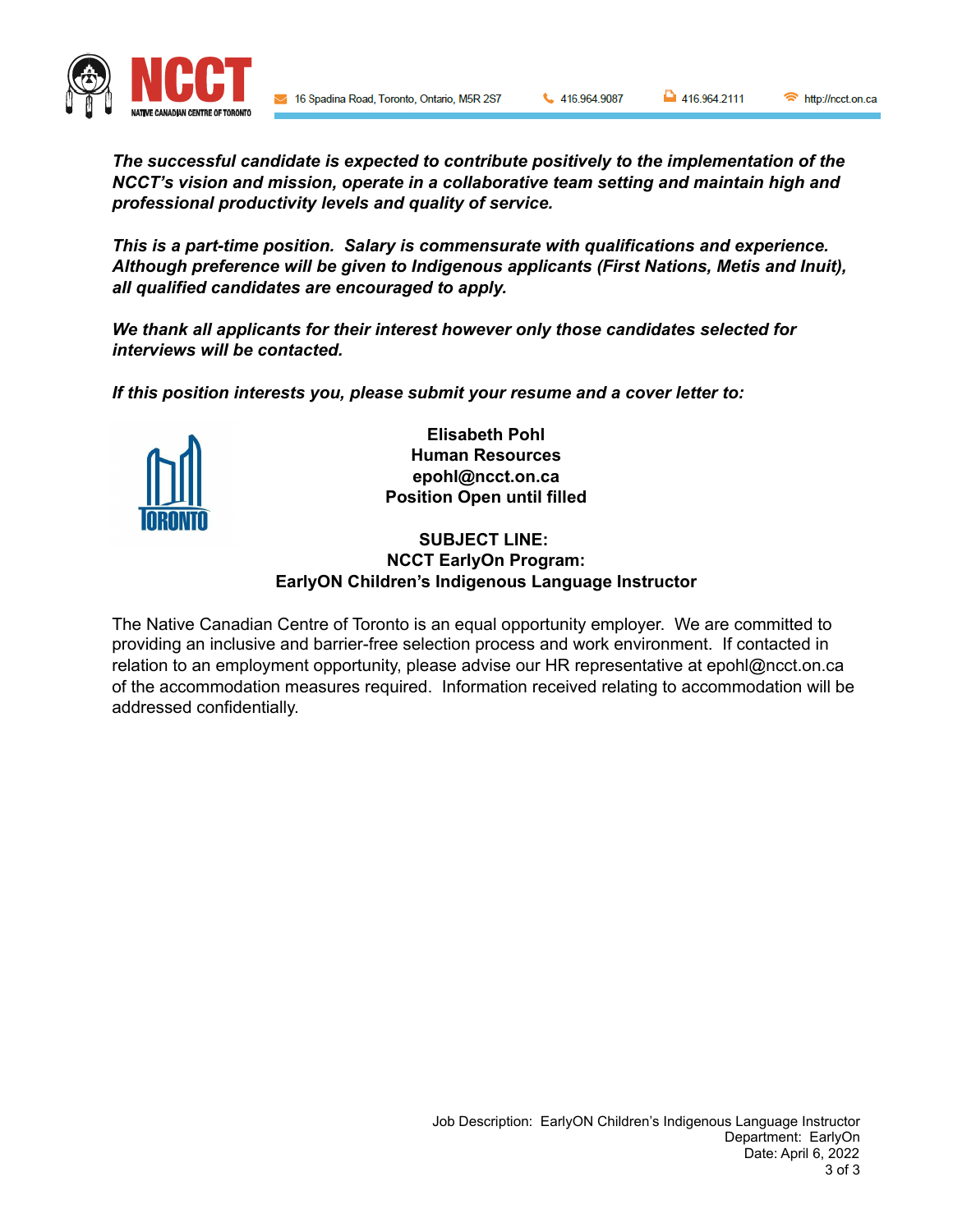***The successful candidate is expected to contribute positively to the implementation of the NCCT's vision and mission, operate in a collaborative team setting and maintain high and professional productivity levels and quality of service.***

***This is a part-time position. Salary is commensurate with qualifications and experience. Although preference will be given to Indigenous applicants (First Nations, Metis and Inuit), all qualified candidates are encouraged to apply.***

***We thank all applicants for their interest however only those candidates selected for interviews will be contacted.***

***If this position interests you, please submit your resume and a cover letter to:***

**Elisabeth Pohl**
**Human Resources**
**epohl@ncct.on.ca**
**Position Open until filled**

**SUBJECT LINE:**
**NCCT EarlyOn Program:**
**EarlyON Children's Indigenous Language Instructor**

The Native Canadian Centre of Toronto is an equal opportunity employer. We are committed to providing an inclusive and barrier-free selection process and work environment. If contacted in relation to an employment opportunity, please advise our HR representative at epohl@ncct.on.ca of the accommodation measures required. Information received relating to accommodation will be addressed confidentially.